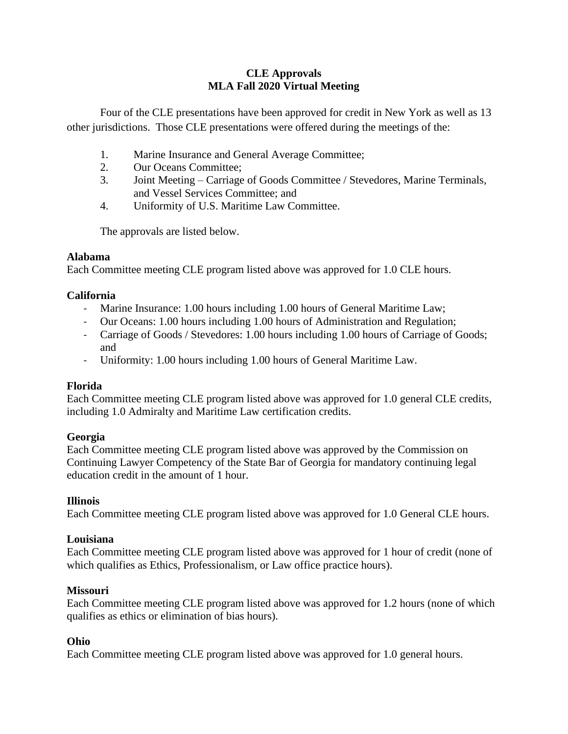# CLE Approvals
## MLA Fall 2020 Virtual Meeting

Four of the CLE presentations have been approved for credit in New York as well as 13 other jurisdictions. Those CLE presentations were offered during the meetings of the:

1. Marine Insurance and General Average Committee;
2. Our Oceans Committee;
3. Joint Meeting – Carriage of Goods Committee / Stevedores, Marine Terminals, and Vessel Services Committee; and
4. Uniformity of U.S. Maritime Law Committee.

The approvals are listed below.

**Alabama**

Each Committee meeting CLE program listed above was approved for 1.0 CLE hours.

**California**

- Marine Insurance: 1.00 hours including 1.00 hours of General Maritime Law;
- Our Oceans: 1.00 hours including 1.00 hours of Administration and Regulation;
- Carriage of Goods / Stevedores: 1.00 hours including 1.00 hours of Carriage of Goods; and
- Uniformity: 1.00 hours including 1.00 hours of General Maritime Law.

**Florida**

Each Committee meeting CLE program listed above was approved for 1.0 general CLE credits, including 1.0 Admiralty and Maritime Law certification credits.

**Georgia**

Each Committee meeting CLE program listed above was approved by the Commission on Continuing Lawyer Competency of the State Bar of Georgia for mandatory continuing legal education credit in the amount of 1 hour.

**Illinois**

Each Committee meeting CLE program listed above was approved for 1.0 General CLE hours.

**Louisiana**

Each Committee meeting CLE program listed above was approved for 1 hour of credit (none of which qualifies as Ethics, Professionalism, or Law office practice hours).

**Missouri**

Each Committee meeting CLE program listed above was approved for 1.2 hours (none of which qualifies as ethics or elimination of bias hours).

**Ohio**

Each Committee meeting CLE program listed above was approved for 1.0 general hours.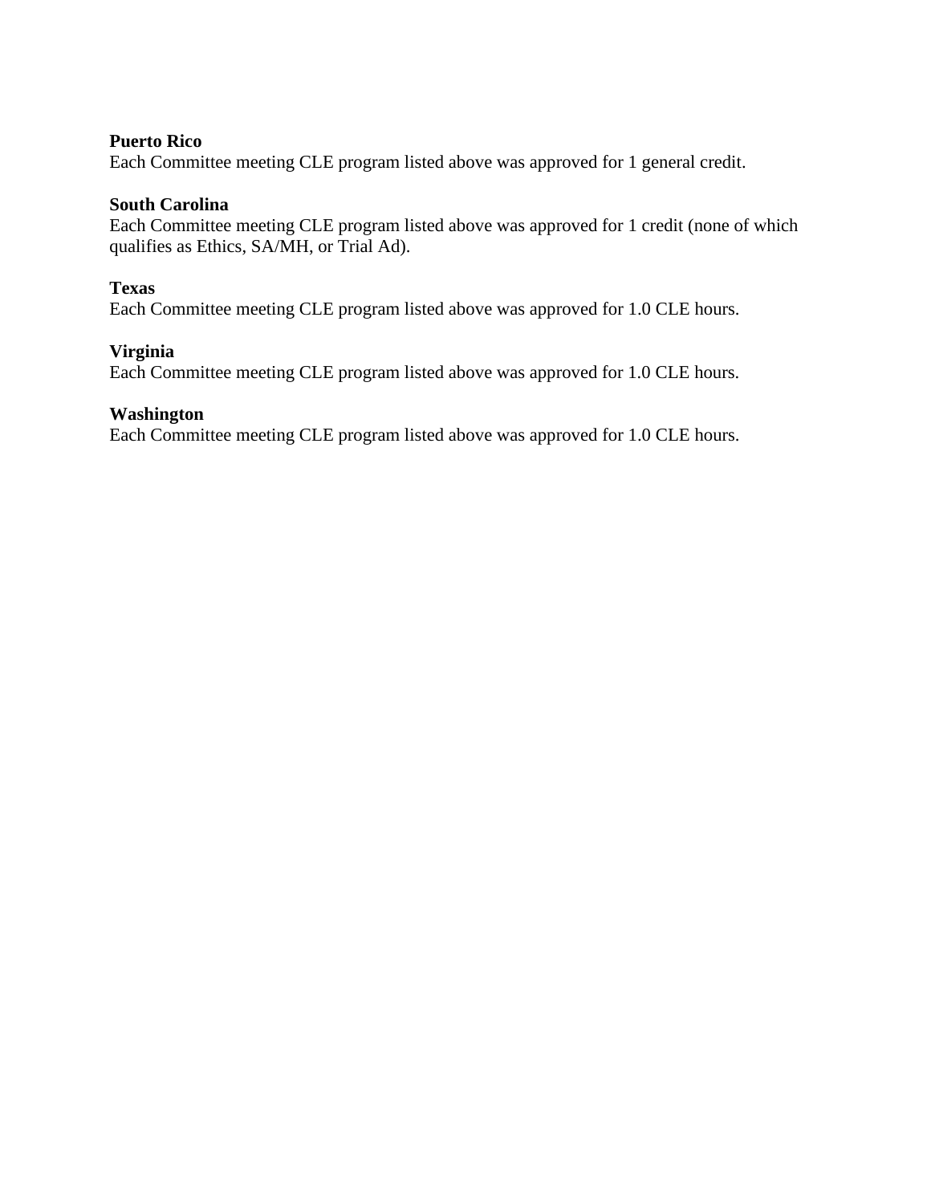**Puerto Rico**
Each Committee meeting CLE program listed above was approved for 1 general credit.

**South Carolina**
Each Committee meeting CLE program listed above was approved for 1 credit (none of which qualifies as Ethics, SA/MH, or Trial Ad).

**Texas**
Each Committee meeting CLE program listed above was approved for 1.0 CLE hours.

**Virginia**
Each Committee meeting CLE program listed above was approved for 1.0 CLE hours.

**Washington**
Each Committee meeting CLE program listed above was approved for 1.0 CLE hours.